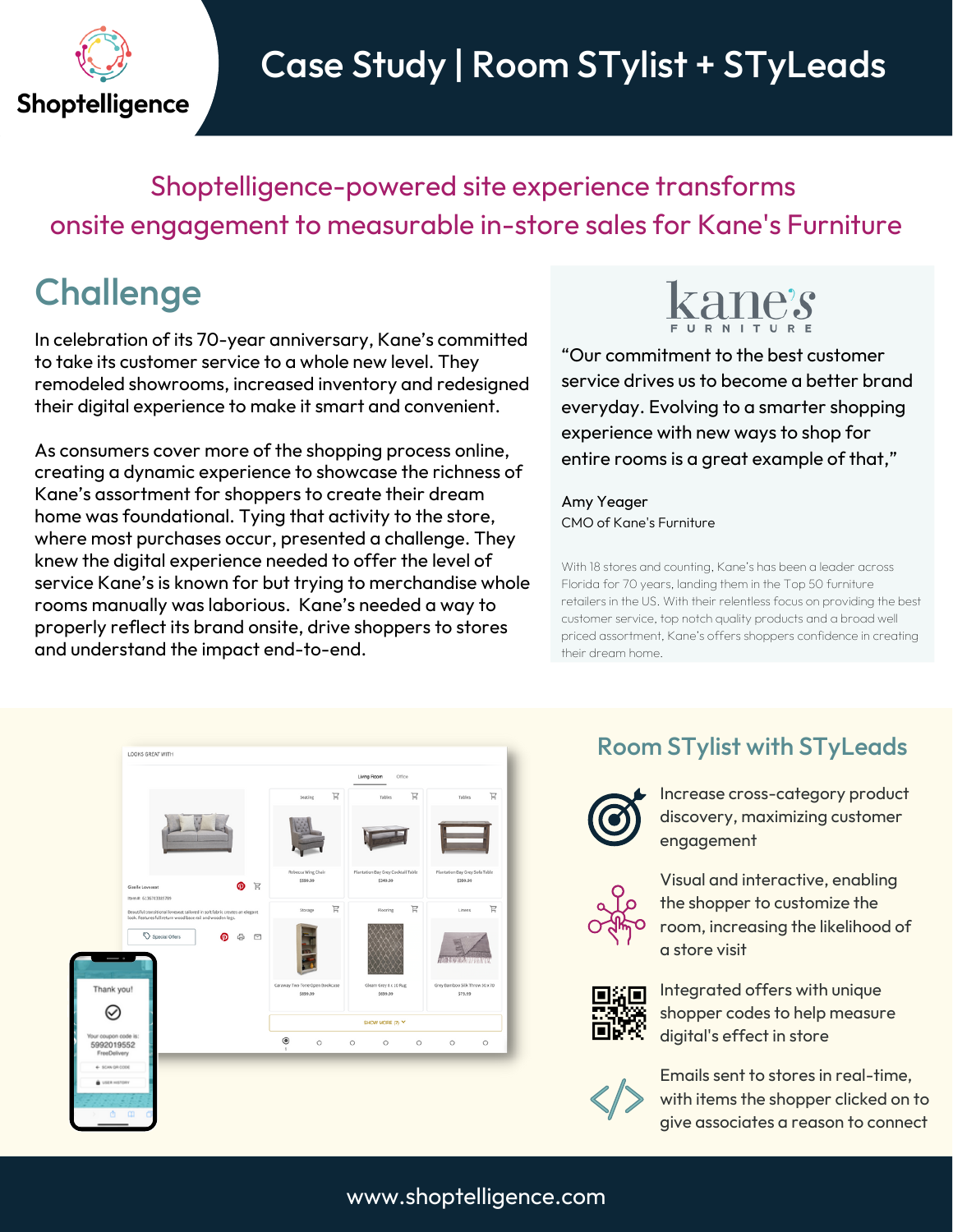# Case Study | Room STylist + STyLeads

## Shoptelligence-powered site experience transforms onsite engagement to measurable in-store sales for Kane's Furniture

## Challenge

In celebration of its 70-year anniversary, Kane's committed to take its customer service to a whole new level. They remodeled showrooms, increased inventory and redesigned their digital experience to make it smart and convenient.

As consumers cover more of the shopping process online, creating a dynamic experience to showcase the richness of Kane's assortment for shoppers to create their dream home was foundational. Tying that activity to the store, where most purchases occur, presented a challenge. They knew the digital experience needed to offer the level of service Kane's is known for but trying to merchandise whole rooms manually was laborious. Kane's needed a way to properly reflect its brand onsite, drive shoppers to stores and understand the impact end-to-end.

"Our commitment to the best customer service drives us to become a better brand everyday. Evolving to a smarter shopping experience with new ways to shop for entire rooms is a great example of that,"

Amy Yeager
CMO of Kane's Furniture

With 18 stores and counting, Kane's has been a leader across Florida for 70 years, landing them in the Top 50 furniture retailers in the US. With their relentless focus on providing the best customer service, top notch quality products and a broad well priced assortment, Kane's offers shoppers confidence in creating their dream home.

## Room STylist with STyLeads

- Increase cross-category product discovery, maximizing customer engagement
- Visual and interactive, enabling the shopper to customize the room, increasing the likelihood of a store visit
- Integrated offers with unique shopper codes to help measure digital's effect in store
- Emails sent to stores in real-time, with items the shopper clicked on to give associates a reason to connect

www.shoptelligence.com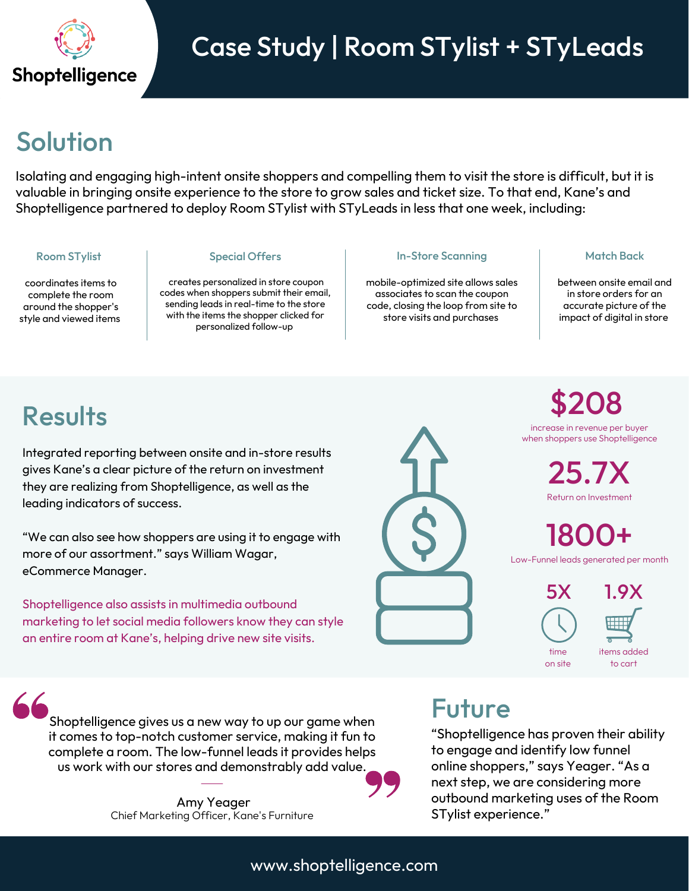Shoptelligence

# Case Study | Room STylist + STyLeads

## Solution

Isolating and engaging high-intent onsite shoppers and compelling them to visit the store is difficult, but it is valuable in bringing onsite experience to the store to grow sales and ticket size. To that end, Kane's and Shoptelligence partnered to deploy Room STylist with STyLeads in less that one week, including:

### Room STylist

coordinates items to complete the room around the shopper's style and viewed items

### Special Offers

creates personalized in store coupon codes when shoppers submit their email, sending leads in real-time to the store with the items the shopper clicked for personalized follow-up

### In-Store Scanning

mobile-optimized site allows sales associates to scan the coupon code, closing the loop from site to store visits and purchases

### Match Back

between onsite email and in store orders for an accurate picture of the impact of digital in store

## Results

Integrated reporting between onsite and in-store results gives Kane's a clear picture of the return on investment they are realizing from Shoptelligence, as well as the leading indicators of success.

"We can also see how shoppers are using it to engage with more of our assortment." says William Wagar, eCommerce Manager.

Shoptelligence also assists in multimedia outbound marketing to let social media followers know they can style an entire room at Kane's, helping drive new site visits.

**$208**
increase in revenue per buyer when shoppers use Shoptelligence

**25.7X**
Return on Investment

**1800+**
Low-Funnel leads generated per month

**5X**
time on site

**1.9X**
items added to cart

> Shoptelligence gives us a new way to up our game when it comes to top-notch customer service, making it fun to complete a room. The low-funnel leads it provides helps us work with our stores and demonstrably add value.
>
> Amy Yeager
> Chief Marketing Officer, Kane's Furniture

## Future

"Shoptelligence has proven their ability to engage and identify low funnel online shoppers," says Yeager. "As a next step, we are considering more outbound marketing uses of the Room STylist experience."

www.shoptelligence.com